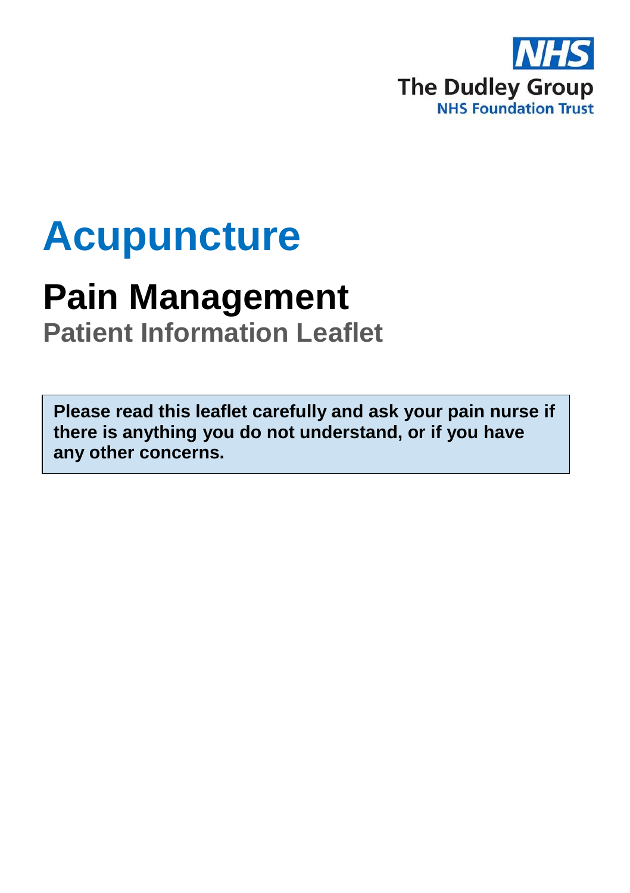The Dudley Group
NHS Foundation Trust

# Acupuncture

## Pain Management

### Patient Information Leaflet

**Please read this leaflet carefully and ask your pain nurse if there is anything you do not understand, or if you have any other concerns.**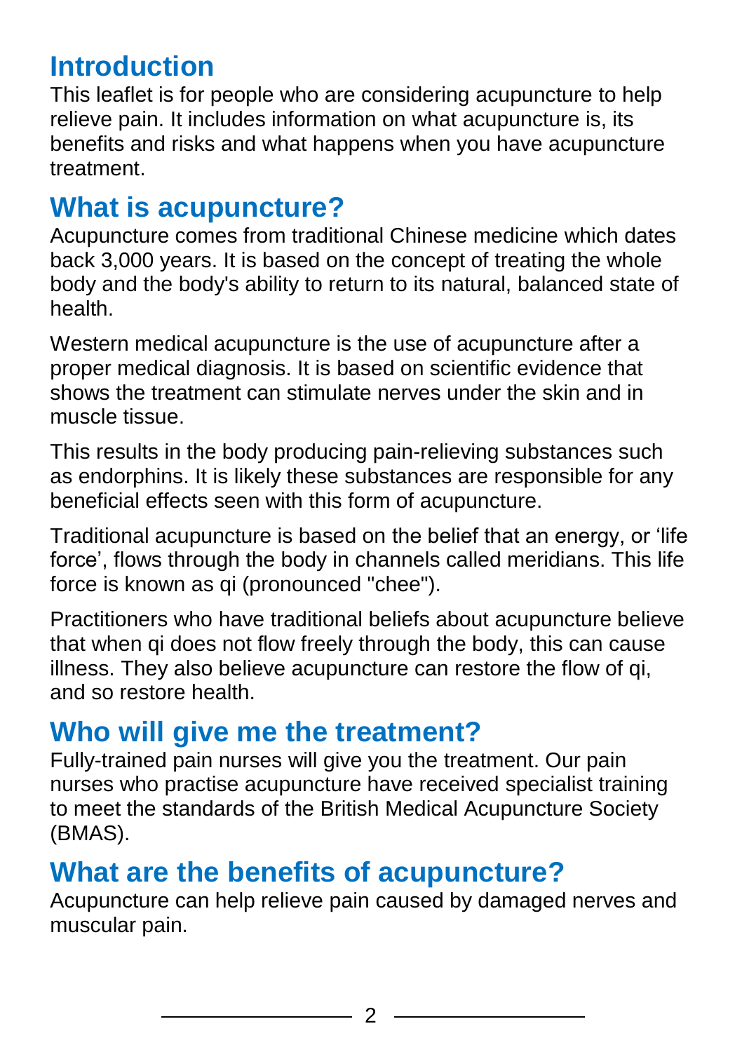## Introduction

This leaflet is for people who are considering acupuncture to help relieve pain. It includes information on what acupuncture is, its benefits and risks and what happens when you have acupuncture treatment.

## What is acupuncture?

Acupuncture comes from traditional Chinese medicine which dates back 3,000 years. It is based on the concept of treating the whole body and the body's ability to return to its natural, balanced state of health.

Western medical acupuncture is the use of acupuncture after a proper medical diagnosis. It is based on scientific evidence that shows the treatment can stimulate nerves under the skin and in muscle tissue.

This results in the body producing pain-relieving substances such as endorphins. It is likely these substances are responsible for any beneficial effects seen with this form of acupuncture.

Traditional acupuncture is based on the belief that an energy, or 'life force', flows through the body in channels called meridians. This life force is known as qi (pronounced "chee").

Practitioners who have traditional beliefs about acupuncture believe that when qi does not flow freely through the body, this can cause illness. They also believe acupuncture can restore the flow of qi, and so restore health.

## Who will give me the treatment?

Fully-trained pain nurses will give you the treatment. Our pain nurses who practise acupuncture have received specialist training to meet the standards of the British Medical Acupuncture Society (BMAS).

## What are the benefits of acupuncture?

Acupuncture can help relieve pain caused by damaged nerves and muscular pain.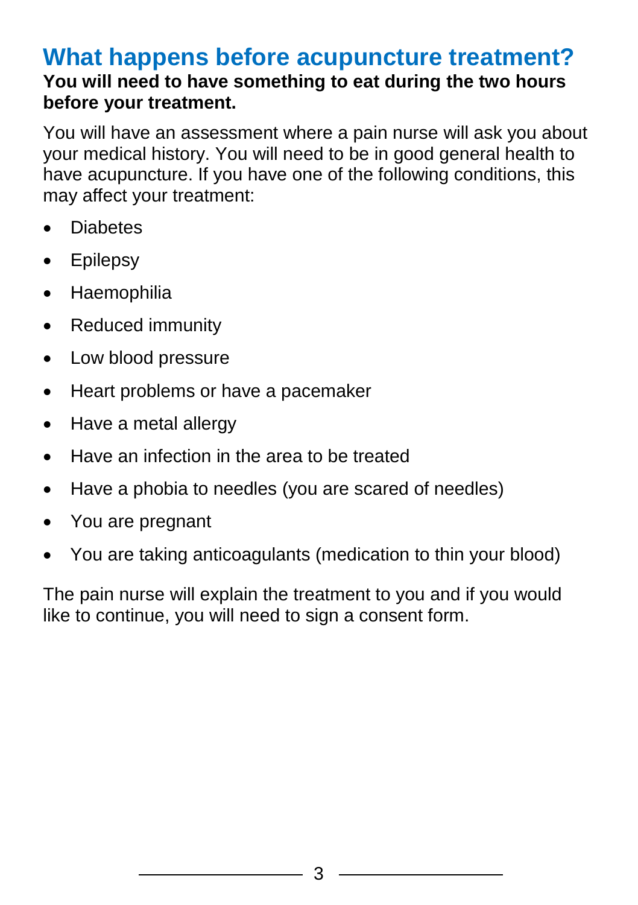# What happens before acupuncture treatment?

**You will need to have something to eat during the two hours before your treatment.**

You will have an assessment where a pain nurse will ask you about your medical history. You will need to be in good general health to have acupuncture. If you have one of the following conditions, this may affect your treatment:

- Diabetes
- Epilepsy
- Haemophilia
- Reduced immunity
- Low blood pressure
- Heart problems or have a pacemaker
- Have a metal allergy
- Have an infection in the area to be treated
- Have a phobia to needles (you are scared of needles)
- You are pregnant
- You are taking anticoagulants (medication to thin your blood)

The pain nurse will explain the treatment to you and if you would like to continue, you will need to sign a consent form.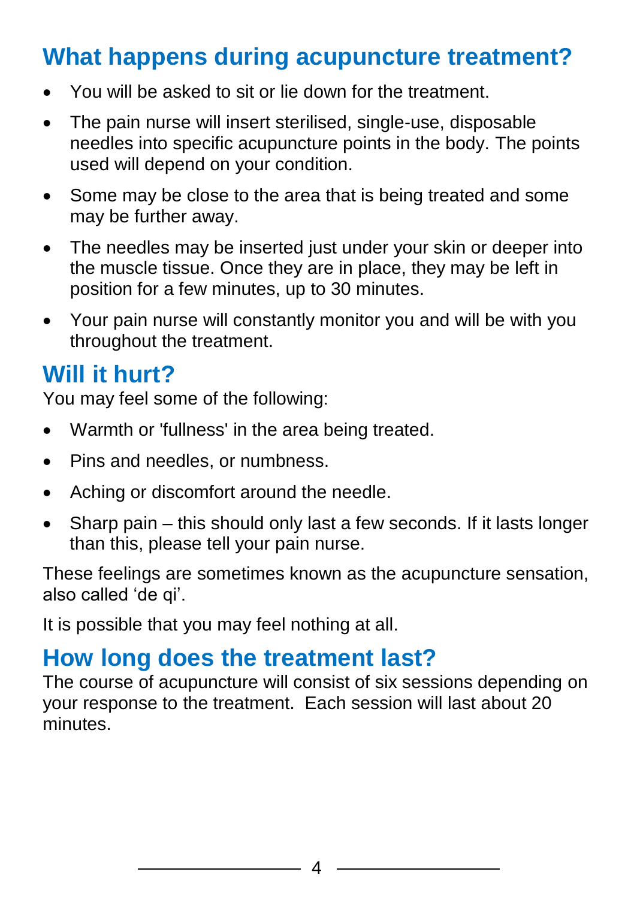## What happens during acupuncture treatment?

- You will be asked to sit or lie down for the treatment.
- The pain nurse will insert sterilised, single-use, disposable needles into specific acupuncture points in the body. The points used will depend on your condition.
- Some may be close to the area that is being treated and some may be further away.
- The needles may be inserted just under your skin or deeper into the muscle tissue. Once they are in place, they may be left in position for a few minutes, up to 30 minutes.
- Your pain nurse will constantly monitor you and will be with you throughout the treatment.

## Will it hurt?

You may feel some of the following:

- Warmth or 'fullness' in the area being treated.
- Pins and needles, or numbness.
- Aching or discomfort around the needle.
- Sharp pain – this should only last a few seconds. If it lasts longer than this, please tell your pain nurse.

These feelings are sometimes known as the acupuncture sensation, also called 'de qi'.

It is possible that you may feel nothing at all.

## How long does the treatment last?

The course of acupuncture will consist of six sessions depending on your response to the treatment. Each session will last about 20 minutes.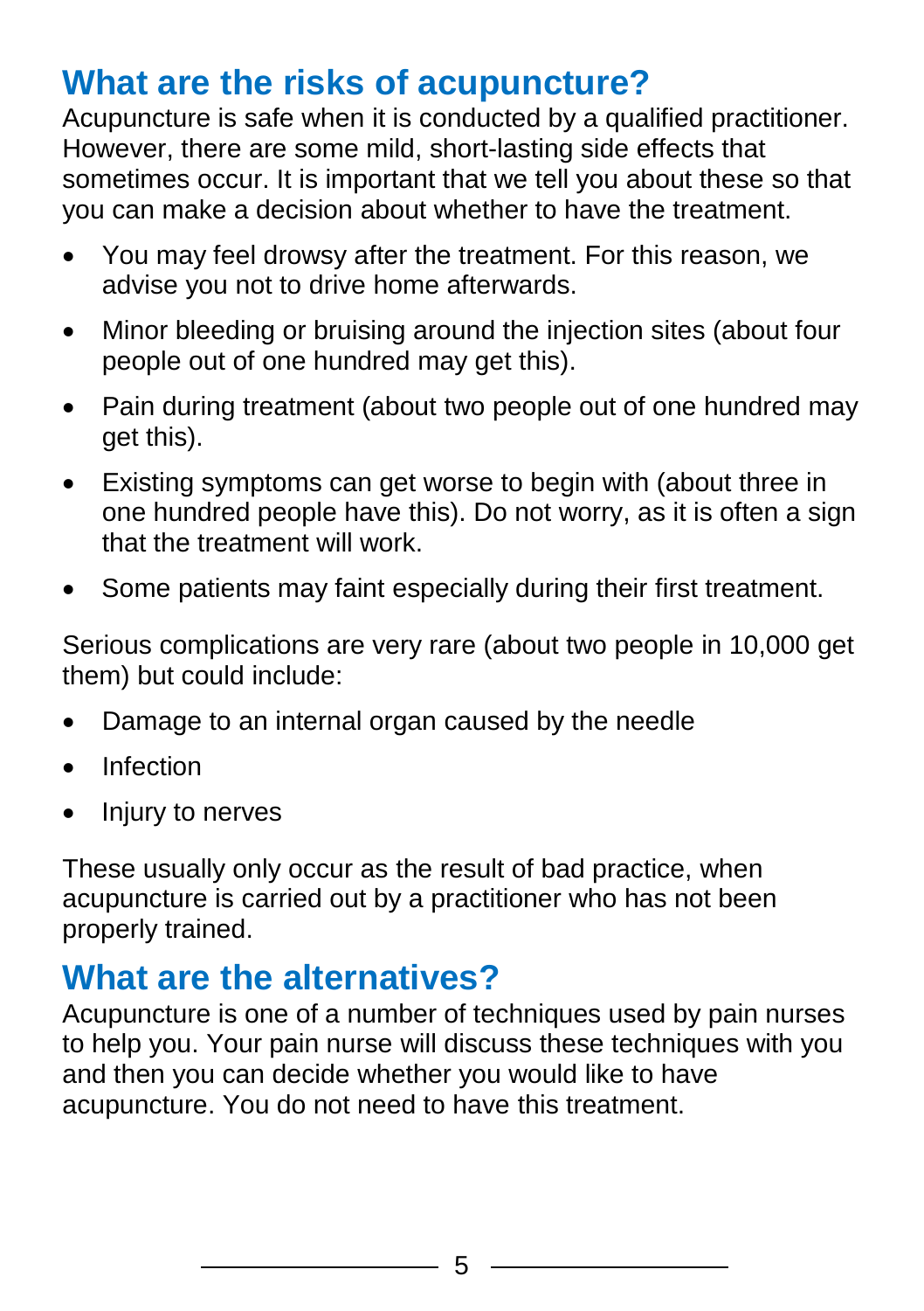## What are the risks of acupuncture?

Acupuncture is safe when it is conducted by a qualified practitioner. However, there are some mild, short-lasting side effects that sometimes occur. It is important that we tell you about these so that you can make a decision about whether to have the treatment.

- You may feel drowsy after the treatment. For this reason, we advise you not to drive home afterwards.
- Minor bleeding or bruising around the injection sites (about four people out of one hundred may get this).
- Pain during treatment (about two people out of one hundred may get this).
- Existing symptoms can get worse to begin with (about three in one hundred people have this). Do not worry, as it is often a sign that the treatment will work.
- Some patients may faint especially during their first treatment.

Serious complications are very rare (about two people in 10,000 get them) but could include:

- Damage to an internal organ caused by the needle
- Infection
- Injury to nerves

These usually only occur as the result of bad practice, when acupuncture is carried out by a practitioner who has not been properly trained.

## What are the alternatives?

Acupuncture is one of a number of techniques used by pain nurses to help you. Your pain nurse will discuss these techniques with you and then you can decide whether you would like to have acupuncture. You do not need to have this treatment.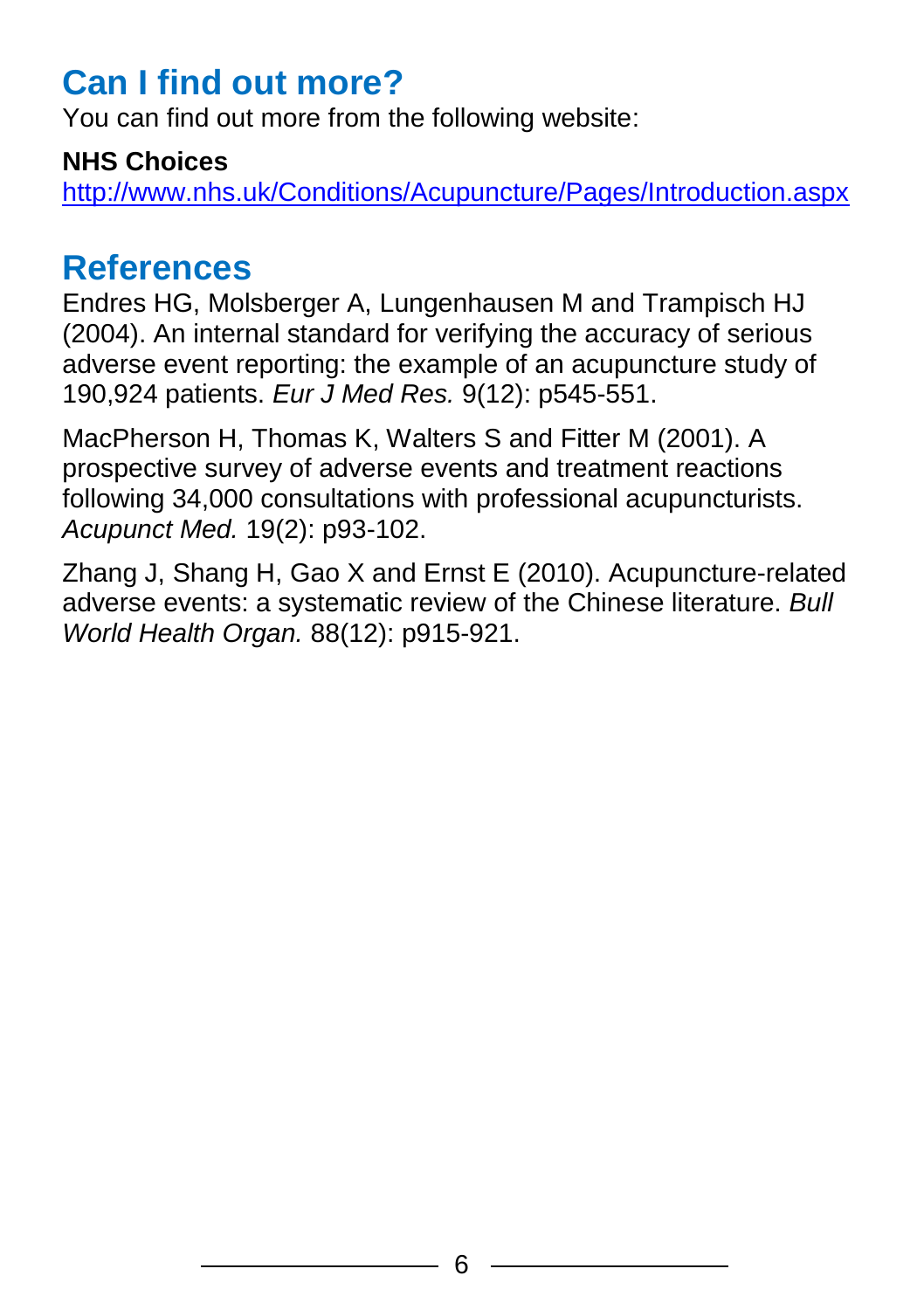## Can I find out more?

You can find out more from the following website:

**NHS Choices**
http://www.nhs.uk/Conditions/Acupuncture/Pages/Introduction.aspx

## References

Endres HG, Molsberger A, Lungenhausen M and Trampisch HJ (2004). An internal standard for verifying the accuracy of serious adverse event reporting: the example of an acupuncture study of 190,924 patients. *Eur J Med Res.* 9(12): p545-551.

MacPherson H, Thomas K, Walters S and Fitter M (2001). A prospective survey of adverse events and treatment reactions following 34,000 consultations with professional acupuncturists. *Acupunct Med.* 19(2): p93-102.

Zhang J, Shang H, Gao X and Ernst E (2010). Acupuncture-related adverse events: a systematic review of the Chinese literature. *Bull World Health Organ.* 88(12): p915-921.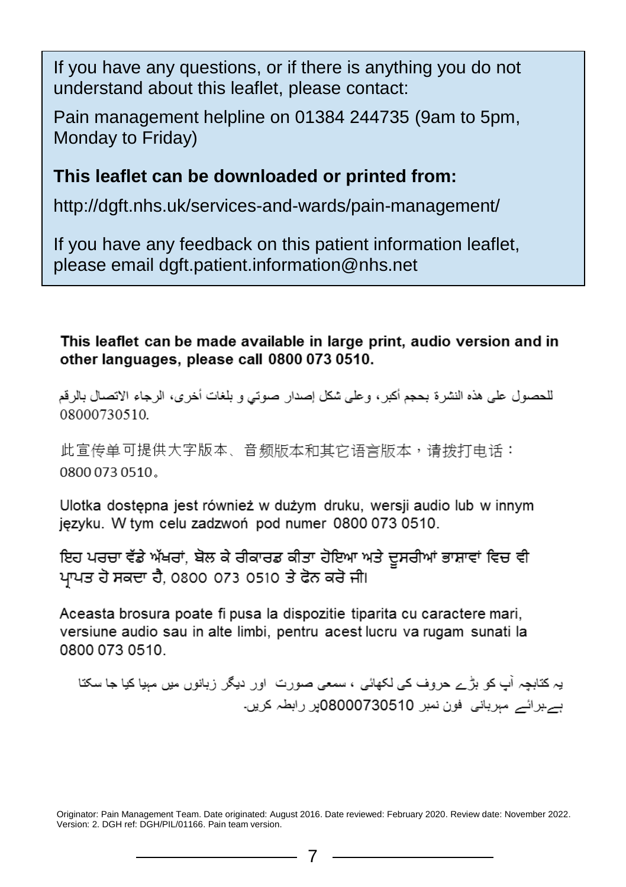If you have any questions, or if there is anything you do not understand about this leaflet, please contact:

Pain management helpline on 01384 244735 (9am to 5pm, Monday to Friday)

**This leaflet can be downloaded or printed from:**

http://dgft.nhs.uk/services-and-wards/pain-management/

If you have any feedback on this patient information leaflet, please email dgft.patient.information@nhs.net

**This leaflet can be made available in large print, audio version and in other languages, please call 0800 073 0510.**

للحصول على هذه النشرة بحجم أكبر، وعلى شكل إصدار صوتي و بلغات أخرى، الرجاء الاتصال بالرقم 08000730510.

此宣传单可提供大字版本、音频版本和其它语言版本，请拨打电话：0800 073 0510。

Ulotka dostępna jest również w dużym druku, wersji audio lub w innym języku. W tym celu zadzwoń pod numer 0800 073 0510.

ਇਹ ਪਰਚਾ ਵੱਡੇ ਅੱਖਰਾਂ, ਬੋਲ ਕੇ ਰੀਕਾਰਡ ਕੀਤਾ ਹੋਇਆ ਅਤੇ ਦੂਸਰੀਆਂ ਭਾਸ਼ਾਵਾਂ ਵਿਚ ਵੀ ਪ੍ਰਾਪਤ ਹੋ ਸਕਦਾ ਹੈ, 0800 073 0510 ਤੇ ਫੋਨ ਕਰੋ ਜੀ।

Aceasta brosura poate fi pusa la dispozitie tiparita cu caractere mari, versiune audio sau in alte limbi, pentru acest lucru va rugam sunati la 0800 073 0510.

یہ کتابچہ آپ کو بڑے حروف کی لکھائی ، سمعی صورت اور دیگر زبانوں میں مہیا کیا جا سکتا ہے۔برائے مہربانی فون نمبر 08000730510پر رابطہ کریں۔

Originator: Pain Management Team. Date originated: August 2016. Date reviewed: February 2020. Review date: November 2022. Version: 2. DGH ref: DGH/PIL/01166. Pain team version.